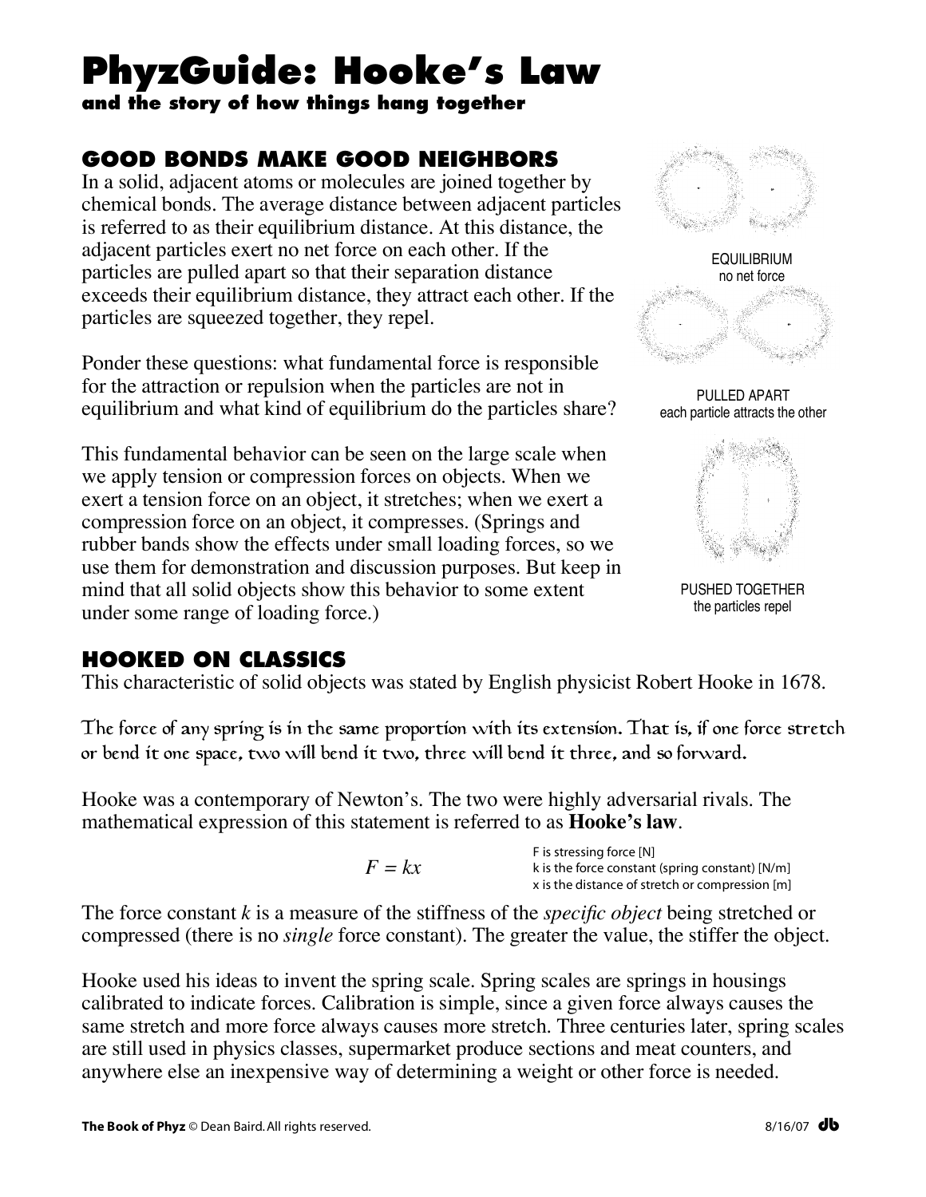# PhyzGuide: Hooke's Law

**and the story of how things hang together**

## GOOD BONDS MAKE GOOD NEIGHBORS

In a solid, adjacent atoms or molecules are joined together by chemical bonds. The average distance between adjacent particles is referred to as their equilibrium distance. At this distance, the adjacent particles exert no net force on each other. If the particles are pulled apart so that their separation distance exceeds their equilibrium distance, they attract each other. If the particles are squeezed together, they repel.

EQUILIBRIUM
no net force

PULLED APART
each particle attracts the other

PUSHED TOGETHER
the particles repel

Ponder these questions: what fundamental force is responsible for the attraction or repulsion when the particles are not in equilibrium and what kind of equilibrium do the particles share?

This fundamental behavior can be seen on the large scale when we apply tension or compression forces on objects. When we exert a tension force on an object, it stretches; when we exert a compression force on an object, it compresses. (Springs and rubber bands show the effects under small loading forces, so we use them for demonstration and discussion purposes. But keep in mind that all solid objects show this behavior to some extent under some range of loading force.)

## HOOKED ON CLASSICS

This characteristic of solid objects was stated by English physicist Robert Hooke in 1678.

The force of any spring is in the same proportion with its extension. That is, if one force stretch or bend it one space, two will bend it two, three will bend it three, and so forward.

Hooke was a contemporary of Newton's. The two were highly adversarial rivals. The mathematical expression of this statement is referred to as **Hooke's law**.

$$F = kx$$

F is stressing force [N]
k is the force constant (spring constant) [N/m]
x is the distance of stretch or compression [m]

The force constant $k$ is a measure of the stiffness of the *specific object* being stretched or compressed (there is no *single* force constant). The greater the value, the stiffer the object.

Hooke used his ideas to invent the spring scale. Spring scales are springs in housings calibrated to indicate forces. Calibration is simple, since a given force always causes the same stretch and more force always causes more stretch. Three centuries later, spring scales are still used in physics classes, supermarket produce sections and meat counters, and anywhere else an inexpensive way of determining a weight or other force is needed.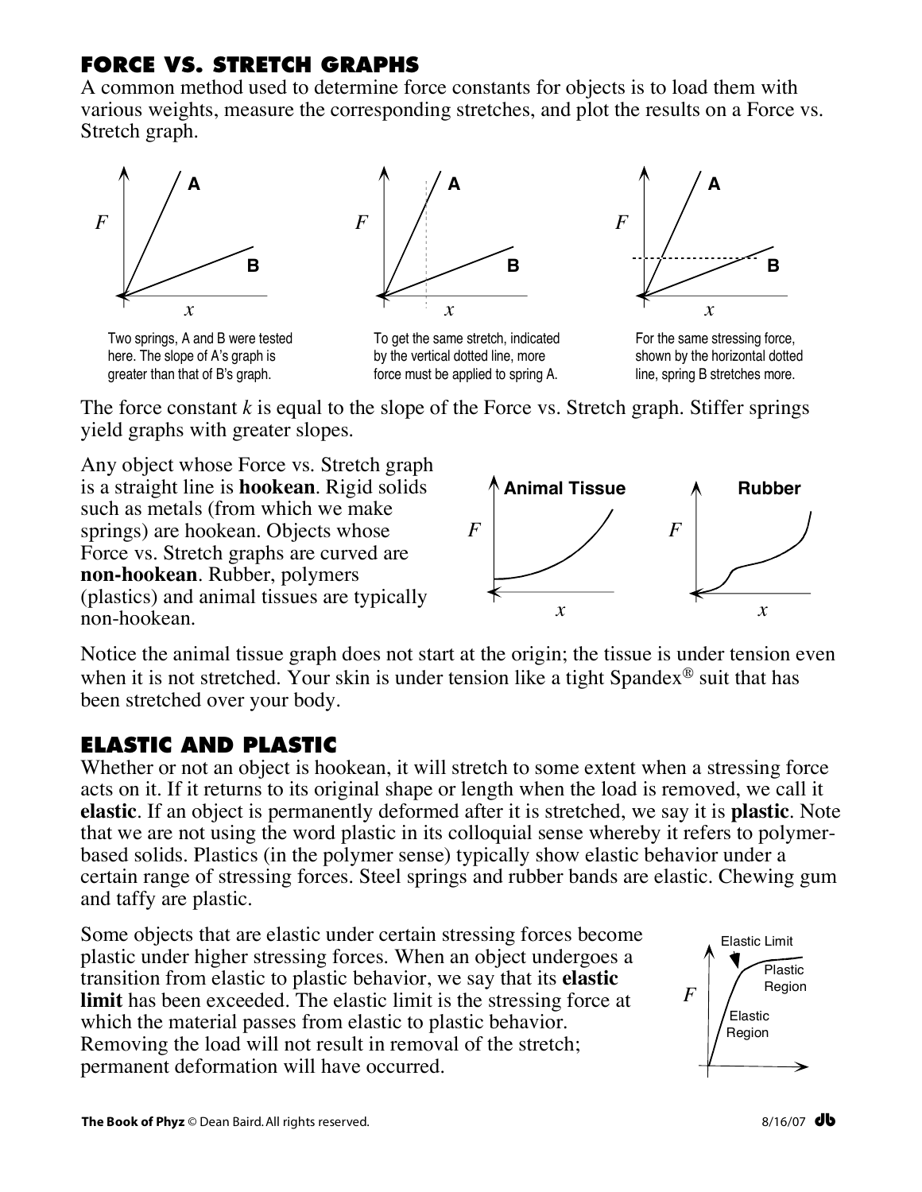## FORCE VS. STRETCH GRAPHS

A common method used to determine force constants for objects is to load them with various weights, measure the corresponding stretches, and plot the results on a Force vs. Stretch graph.

A
F
B
x

Two springs, A and B were tested here. The slope of A's graph is greater than that of B's graph.

A
F
B
x

To get the same stretch, indicated by the vertical dotted line, more force must be applied to spring A.

A
F
B
x

For the same stressing force, shown by the horizontal dotted line, spring B stretches more.

The force constant $k$ is equal to the slope of the Force vs. Stretch graph. Stiffer springs yield graphs with greater slopes.

Any object whose Force vs. Stretch graph is a straight line is **hookean**. Rigid solids such as metals (from which we make springs) are hookean. Objects whose Force vs. Stretch graphs are curved are **non-hookean**. Rubber, polymers (plastics) and animal tissues are typically non-hookean.

Animal Tissue
F
x

Rubber
F
x

Notice the animal tissue graph does not start at the origin; the tissue is under tension even when it is not stretched. Your skin is under tension like a tight Spandex® suit that has been stretched over your body.

## ELASTIC AND PLASTIC

Whether or not an object is hookean, it will stretch to some extent when a stressing force acts on it. If it returns to its original shape or length when the load is removed, we call it **elastic**. If an object is permanently deformed after it is stretched, we say it is **plastic**. Note that we are not using the word plastic in its colloquial sense whereby it refers to polymer-based solids. Plastics (in the polymer sense) typically show elastic behavior under a certain range of stressing forces. Steel springs and rubber bands are elastic. Chewing gum and taffy are plastic.

Some objects that are elastic under certain stressing forces become plastic under higher stressing forces. When an object undergoes a transition from elastic to plastic behavior, we say that its **elastic limit** has been exceeded. The elastic limit is the stressing force at which the material passes from elastic to plastic behavior. Removing the load will not result in removal of the stretch; permanent deformation will have occurred.

Elastic Limit
Plastic Region
F
Elastic Region